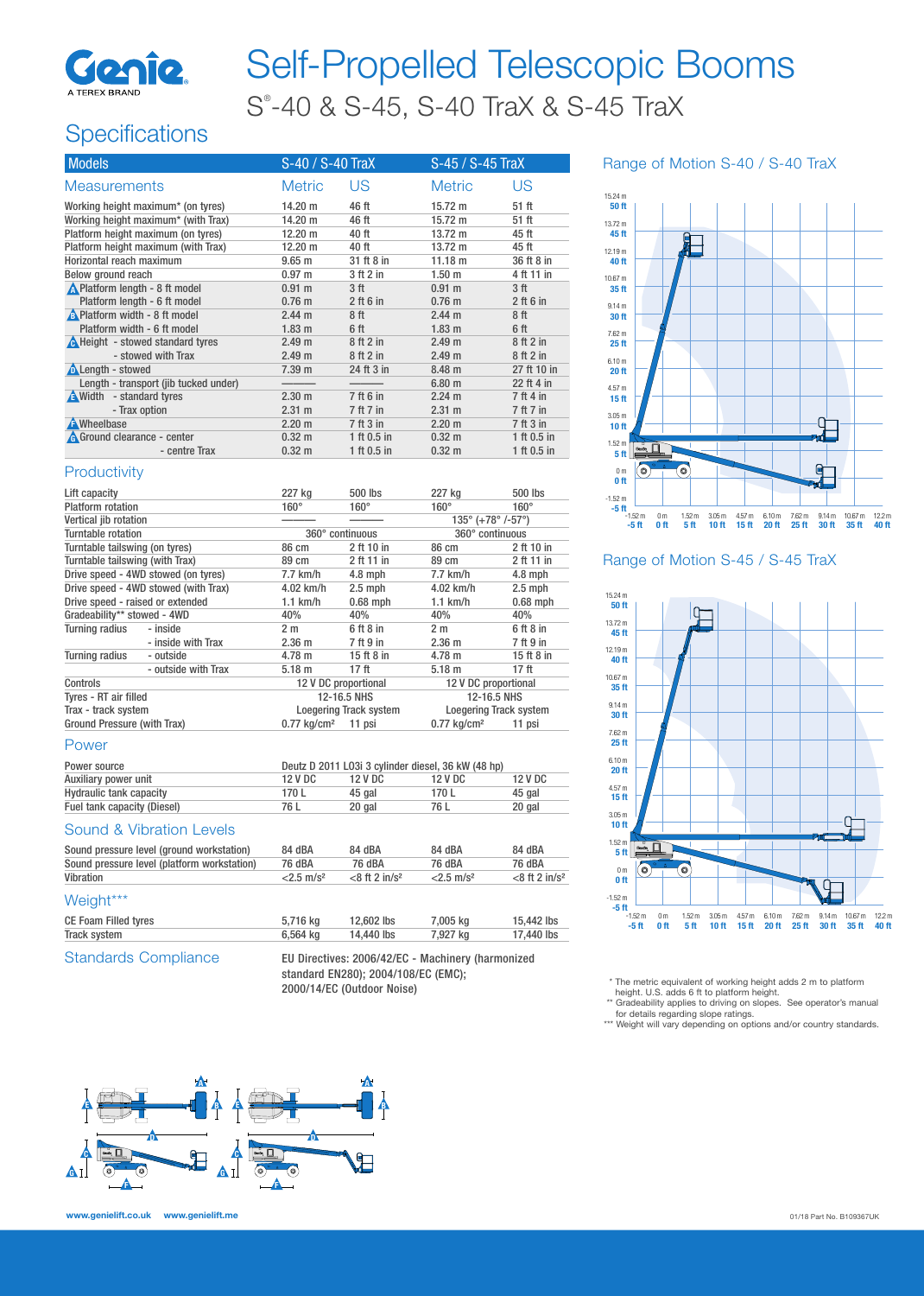# Self-Propelled Telescopic Booms

## S®-40 & S-45, S-40 TraX & S-45 TraX

## Specifications

| Models | S-40 / S-40 TraX | | S-45 / S-45 TraX | |
|---|---|---|---|---|
| **Measurements** | **Metric** | **US** | **Metric** | **US** |
| Working height maximum* (on tyres) | 14.20 m | 46 ft | 15.72 m | 51 ft |
| Working height maximum* (with Trax) | 14.20 m | 46 ft | 15.72 m | 51 ft |
| Platform height maximum (on tyres) | 12.20 m | 40 ft | 13.72 m | 45 ft |
| Platform height maximum (with Trax) | 12.20 m | 40 ft | 13.72 m | 45 ft |
| Horizontal reach maximum | 9.65 m | 31 ft 8 in | 11.18 m | 36 ft 8 in |
| Below ground reach | 0.97 m | 3 ft 2 in | 1.50 m | 4 ft 11 in |
| A Platform length - 8 ft model | 0.91 m | 3 ft | 0.91 m | 3 ft |
| Platform length - 6 ft model | 0.76 m | 2 ft 6 in | 0.76 m | 2 ft 6 in |
| B Platform width - 8 ft model | 2.44 m | 8 ft | 2.44 m | 8 ft |
| Platform width - 6 ft model | 1.83 m | 6 ft | 1.83 m | 6 ft |
| C Height - stowed standard tyres | 2.49 m | 8 ft 2 in | 2.49 m | 8 ft 2 in |
| - stowed with Trax | 2.49 m | 8 ft 2 in | 2.49 m | 8 ft 2 in |
| D Length - stowed | 7.39 m | 24 ft 3 in | 8.48 m | 27 ft 10 in |
| Length - transport (jib tucked under) | ——— | ——— | 6.80 m | 22 ft 4 in |
| E Width - standard tyres | 2.30 m | 7 ft 6 in | 2.24 m | 7 ft 4 in |
| - Trax option | 2.31 m | 7 ft 7 in | 2.31 m | 7 ft 7 in |
| F Wheelbase | 2.20 m | 7 ft 3 in | 2.20 m | 7 ft 3 in |
| G Ground clearance - center | 0.32 m | 1 ft 0.5 in | 0.32 m | 1 ft 0.5 in |
| - centre Trax | 0.32 m | 1 ft 0.5 in | 0.32 m | 1 ft 0.5 in |

### Productivity

| | S-40 Metric | S-40 US | S-45 Metric | S-45 US |
|---|---|---|---|---|
| Lift capacity | 227 kg | 500 lbs | 227 kg | 500 lbs |
| Platform rotation | 160° | 160° | 160° | 160° |
| Vertical jib rotation | ——— | ——— | 135° (+78° /-57°) | |
| Turntable rotation | 360° continuous | | 360° continuous | |
| Turntable tailswing (on tyres) | 86 cm | 2 ft 10 in | 86 cm | 2 ft 10 in |
| Turntable tailswing (with Trax) | 89 cm | 2 ft 11 in | 89 cm | 2 ft 11 in |
| Drive speed - 4WD stowed (on tyres) | 7.7 km/h | 4.8 mph | 7.7 km/h | 4.8 mph |
| Drive speed - 4WD stowed (with Trax) | 4.02 km/h | 2.5 mph | 4.02 km/h | 2.5 mph |
| Drive speed - raised or extended | 1.1 km/h | 0.68 mph | 1.1 km/h | 0.68 mph |
| Gradeability** stowed - 4WD | 40% | 40% | 40% | 40% |
| Turning radius - inside | 2 m | 6 ft 8 in | 2 m | 6 ft 8 in |
| - inside with Trax | 2.36 m | 7 ft 9 in | 2.36 m | 7 ft 9 in |
| Turning radius - outside | 4.78 m | 15 ft 8 in | 4.78 m | 15 ft 8 in |
| - outside with Trax | 5.18 m | 17 ft | 5.18 m | 17 ft |
| Controls | 12 V DC proportional | | 12 V DC proportional | |
| Tyres - RT air filled | 12-16.5 NHS | | 12-16.5 NHS | |
| Trax - track system | Loegering Track system | | Loegering Track system | |
| Ground Pressure (with Trax) | 0.77 kg/cm² | 11 psi | 0.77 kg/cm² | 11 psi |

### Power

| | S-40 Metric | S-40 US | S-45 Metric | S-45 US |
|---|---|---|---|---|
| Power source | Deutz D 2011 L03i 3 cylinder diesel, 36 kW (48 hp) | | | |
| Auxiliary power unit | 12 V DC | 12 V DC | 12 V DC | 12 V DC |
| Hydraulic tank capacity | 170 L | 45 gal | 170 L | 45 gal |
| Fuel tank capacity (Diesel) | 76 L | 20 gal | 76 L | 20 gal |

### Sound & Vibration Levels

| | S-40 Metric | S-40 US | S-45 Metric | S-45 US |
|---|---|---|---|---|
| Sound pressure level (ground workstation) | 84 dBA | 84 dBA | 84 dBA | 84 dBA |
| Sound pressure level (platform workstation) | 76 dBA | 76 dBA | 76 dBA | 76 dBA |
| Vibration | <2.5 m/s² | <8 ft 2 in/s² | <2.5 m/s² | <8 ft 2 in/s² |

### Weight***

| | S-40 Metric | S-40 US | S-45 Metric | S-45 US |
|---|---|---|---|---|
| CE Foam Filled tyres | 5,716 kg | 12,602 lbs | 7,005 kg | 15,442 lbs |
| Track system | 6,564 kg | 14,440 lbs | 7,927 kg | 17,440 lbs |

### Standards Compliance

EU Directives: 2006/42/EC - Machinery (harmonized standard EN280); 2004/108/EC (EMC); 2000/14/EC (Outdoor Noise)

## Range of Motion S-40 / S-40 TraX

## Range of Motion S-45 / S-45 TraX

\* The metric equivalent of working height adds 2 m to platform height. U.S. adds 6 ft to platform height.
\*\* Gradeability applies to driving on slopes. See operator's manual for details regarding slope ratings.
\*\*\* Weight will vary depending on options and/or country standards.

www.genielift.co.uk www.genielift.me

01/18 Part No. B109367UK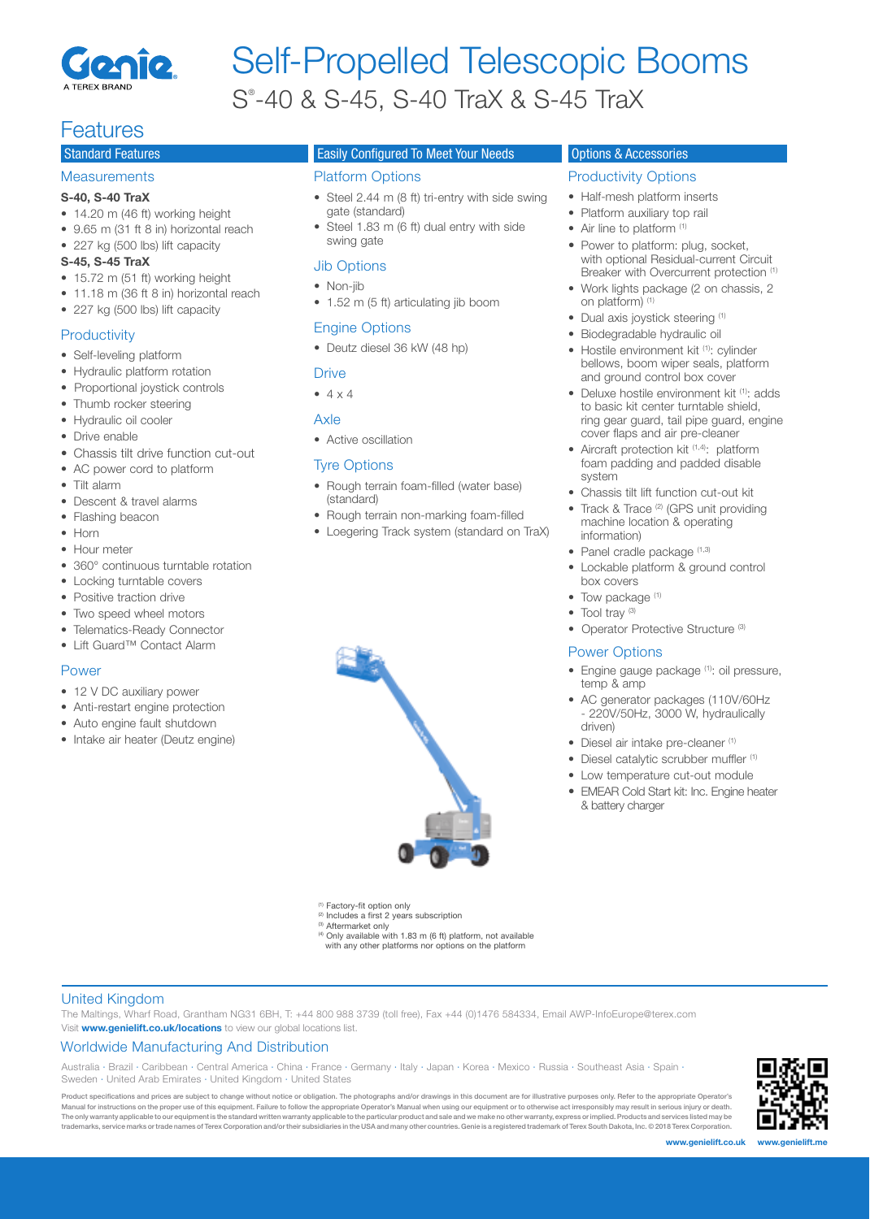# Self-Propelled Telescopic Booms

S®-40 & S-45, S-40 TraX & S-45 TraX

## Features

### Standard Features

#### Measurements

**S-40, S-40 TraX**

- 14.20 m (46 ft) working height
- 9.65 m (31 ft 8 in) horizontal reach
- 227 kg (500 lbs) lift capacity

**S-45, S-45 TraX**

- 15.72 m (51 ft) working height
- 11.18 m (36 ft 8 in) horizontal reach
- 227 kg (500 lbs) lift capacity

#### Productivity

- Self-leveling platform
- Hydraulic platform rotation
- Proportional joystick controls
- Thumb rocker steering
- Hydraulic oil cooler
- Drive enable
- Chassis tilt drive function cut-out
- AC power cord to platform
- Tilt alarm
- Descent & travel alarms
- Flashing beacon
- Horn
- Hour meter
- 360° continuous turntable rotation
- Locking turntable covers
- Positive traction drive
- Two speed wheel motors
- Telematics-Ready Connector
- Lift Guard™ Contact Alarm

#### Power

- 12 V DC auxiliary power
- Anti-restart engine protection
- Auto engine fault shutdown
- Intake air heater (Deutz engine)

### Easily Configured To Meet Your Needs

#### Platform Options

- Steel 2.44 m (8 ft) tri-entry with side swing gate (standard)
- Steel 1.83 m (6 ft) dual entry with side swing gate

#### Jib Options

- Non-jib
- 1.52 m (5 ft) articulating jib boom

#### Engine Options

- Deutz diesel 36 kW (48 hp)

#### Drive

- 4 x 4

#### Axle

- Active oscillation

#### Tyre Options

- Rough terrain foam-filled (water base) (standard)
- Rough terrain non-marking foam-filled
- Loegering Track system (standard on TraX)

### Options & Accessories

#### Productivity Options

- Half-mesh platform inserts
- Platform auxiliary top rail
- Air line to platform [1]
- Power to platform: plug, socket, with optional Residual-current Circuit Breaker with Overcurrent protection [1]
- Work lights package (2 on chassis, 2 on platform) [1]
- Dual axis joystick steering [1]
- Biodegradable hydraulic oil
- Hostile environment kit [1]: cylinder bellows, boom wiper seals, platform and ground control box cover
- Deluxe hostile environment kit [1]: adds to basic kit center turntable shield, ring gear guard, tail pipe guard, engine cover flaps and air pre-cleaner
- Aircraft protection kit [1,4]: platform foam padding and padded disable system
- Chassis tilt lift function cut-out kit
- Track & Trace [2] (GPS unit providing machine location & operating information)
- Panel cradle package [1,3]
- Lockable platform & ground control box covers
- Tow package [1]
- Tool tray [3]
- Operator Protective Structure [3]

#### Power Options

- Engine gauge package [1]: oil pressure, temp & amp
- AC generator packages (110V/60Hz - 220V/50Hz, 3000 W, hydraulically driven)
- Diesel air intake pre-cleaner [1]
- Diesel catalytic scrubber muffler [1]
- Low temperature cut-out module
- EMEAR Cold Start kit: Inc. Engine heater & battery charger

[1] Factory-fit option only
[2] Includes a first 2 years subscription
[3] Aftermarket only
[4] Only available with 1.83 m (6 ft) platform, not available with any other platforms nor options on the platform

## United Kingdom

The Maltings, Wharf Road, Grantham NG31 6BH, T: +44 800 988 3739 (toll free), Fax +44 (0)1476 584334, Email AWP-InfoEurope@terex.com
Visit **www.genielift.co.uk/locations** to view our global locations list.

## Worldwide Manufacturing And Distribution

Australia · Brazil · Caribbean · Central America · China · France · Germany · Italy · Japan · Korea · Mexico · Russia · Southeast Asia · Spain · Sweden · United Arab Emirates · United Kingdom · United States

Product specifications and prices are subject to change without notice or obligation. The photographs and/or drawings in this document are for illustrative purposes only. Refer to the appropriate Operator's Manual for instructions on the proper use of this equipment. Failure to follow the appropriate Operator's Manual when using our equipment or to otherwise act irresponsibly may result in serious injury or death. The only warranty applicable to our equipment is the standard written warranty applicable to the particular product and sale and we make no other warranty, express or implied. Products and services listed may be trademarks, service marks or trade names of Terex Corporation and/or their subsidiaries in the USA and many other countries. Genie is a registered trademark of Terex South Dakota, Inc. © 2018 Terex Corporation.

www.genielift.co.uk www.genielift.me